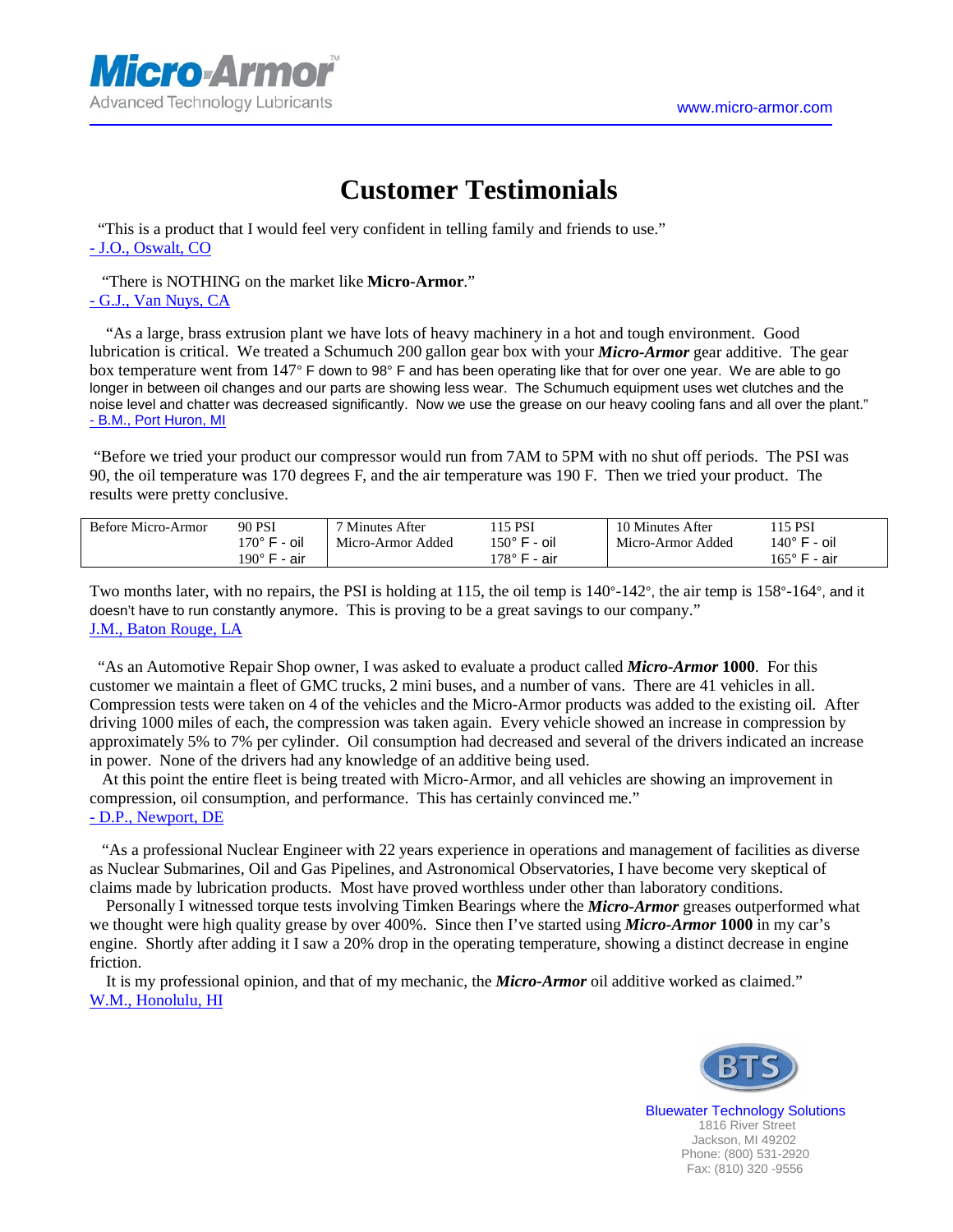Micro-Armor™
Advanced Technology Lubricants

www.micro-armor.com

# Customer Testimonials

"This is a product that I would feel very confident in telling family and friends to use."
- J.O., Oswalt, CO

"There is NOTHING on the market like **Micro-Armor**."
- G.J., Van Nuys, CA

"As a large, brass extrusion plant we have lots of heavy machinery in a hot and tough environment. Good lubrication is critical. We treated a Schumuch 200 gallon gear box with your ***Micro-Armor*** gear additive. The gear box temperature went from 147° F down to 98° F and has been operating like that for over one year. We are able to go longer in between oil changes and our parts are showing less wear. The Schumuch equipment uses wet clutches and the noise level and chatter was decreased significantly. Now we use the grease on our heavy cooling fans and all over the plant."
- B.M., Port Huron, MI

"Before we tried your product our compressor would run from 7AM to 5PM with no shut off periods. The PSI was 90, the oil temperature was 170 degrees F, and the air temperature was 190 F. Then we tried your product. The results were pretty conclusive.

| Before Micro-Armor | 90 PSI<br>170° F - oil<br>190° F - air | 7 Minutes After Micro-Armor Added | 115 PSI<br>150° F - oil<br>178° F - air | 10 Minutes After Micro-Armor Added | 115 PSI<br>140° F - oil<br>165° F - air |
|---|---|---|---|---|---|

Two months later, with no repairs, the PSI is holding at 115, the oil temp is 140°-142°, the air temp is 158°-164°, and it doesn't have to run constantly anymore. This is proving to be a great savings to our company."
J.M., Baton Rouge, LA

"As an Automotive Repair Shop owner, I was asked to evaluate a product called ***Micro-Armor* 1000**. For this customer we maintain a fleet of GMC trucks, 2 mini buses, and a number of vans. There are 41 vehicles in all. Compression tests were taken on 4 of the vehicles and the Micro-Armor products was added to the existing oil. After driving 1000 miles of each, the compression was taken again. Every vehicle showed an increase in compression by approximately 5% to 7% per cylinder. Oil consumption had decreased and several of the drivers indicated an increase in power. None of the drivers had any knowledge of an additive being used.

At this point the entire fleet is being treated with Micro-Armor, and all vehicles are showing an improvement in compression, oil consumption, and performance. This has certainly convinced me."
- D.P., Newport, DE

"As a professional Nuclear Engineer with 22 years experience in operations and management of facilities as diverse as Nuclear Submarines, Oil and Gas Pipelines, and Astronomical Observatories, I have become very skeptical of claims made by lubrication products. Most have proved worthless under other than laboratory conditions.

Personally I witnessed torque tests involving Timken Bearings where the ***Micro-Armor*** greases outperformed what we thought were high quality grease by over 400%. Since then I've started using ***Micro-Armor* 1000** in my car's engine. Shortly after adding it I saw a 20% drop in the operating temperature, showing a distinct decrease in engine friction.

It is my professional opinion, and that of my mechanic, the ***Micro-Armor*** oil additive worked as claimed."
W.M., Honolulu, HI

BTS
Bluewater Technology Solutions
1816 River Street
Jackson, MI 49202
Phone: (800) 531-2920
Fax: (810) 320 -9556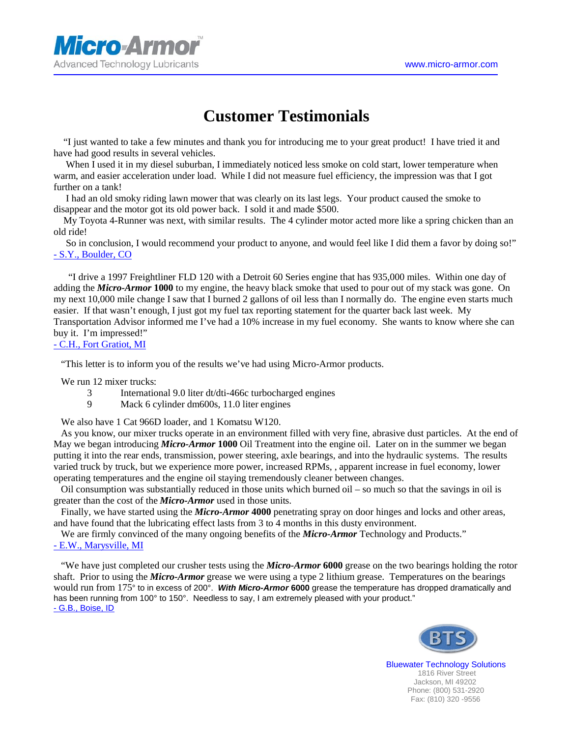# Customer Testimonials

"I just wanted to take a few minutes and thank you for introducing me to your great product! I have tried it and have had good results in several vehicles.

When I used it in my diesel suburban, I immediately noticed less smoke on cold start, lower temperature when warm, and easier acceleration under load. While I did not measure fuel efficiency, the impression was that I got further on a tank!

I had an old smoky riding lawn mower that was clearly on its last legs. Your product caused the smoke to disappear and the motor got its old power back. I sold it and made $500.

My Toyota 4-Runner was next, with similar results. The 4 cylinder motor acted more like a spring chicken than an old ride!

So in conclusion, I would recommend your product to anyone, and would feel like I did them a favor by doing so!"
- S.Y., Boulder, CO

"I drive a 1997 Freightliner FLD 120 with a Detroit 60 Series engine that has 935,000 miles. Within one day of adding the ***Micro-Armor* 1000** to my engine, the heavy black smoke that used to pour out of my stack was gone. On my next 10,000 mile change I saw that I burned 2 gallons of oil less than I normally do. The engine even starts much easier. If that wasn't enough, I just got my fuel tax reporting statement for the quarter back last week. My Transportation Advisor informed me I've had a 10% increase in my fuel economy. She wants to know where she can buy it. I'm impressed!"
- C.H., Fort Gratiot, MI

"This letter is to inform you of the results we've had using Micro-Armor products.

We run 12 mixer trucks:

- 3 International 9.0 liter dt/dti-466c turbocharged engines
- 9 Mack 6 cylinder dm600s, 11.0 liter engines

We also have 1 Cat 966D loader, and 1 Komatsu W120.

As you know, our mixer trucks operate in an environment filled with very fine, abrasive dust particles. At the end of May we began introducing ***Micro-Armor* 1000** Oil Treatment into the engine oil. Later on in the summer we began putting it into the rear ends, transmission, power steering, axle bearings, and into the hydraulic systems. The results varied truck by truck, but we experience more power, increased RPMs, , apparent increase in fuel economy, lower operating temperatures and the engine oil staying tremendously cleaner between changes.

Oil consumption was substantially reduced in those units which burned oil – so much so that the savings in oil is greater than the cost of the ***Micro-Armor*** used in those units.

Finally, we have started using the ***Micro-Armor* 4000** penetrating spray on door hinges and locks and other areas, and have found that the lubricating effect lasts from 3 to 4 months in this dusty environment.

We are firmly convinced of the many ongoing benefits of the ***Micro-Armor*** Technology and Products."
- E.W., Marysville, MI

"We have just completed our crusher tests using the ***Micro-Armor* 6000** grease on the two bearings holding the rotor shaft. Prior to using the ***Micro-Armor*** grease we were using a type 2 lithium grease. Temperatures on the bearings would run from 175° to in excess of 200°. ***With Micro-Armor* 6000** grease the temperature has dropped dramatically and has been running from 100° to 150°. Needless to say, I am extremely pleased with your product."
- G.B., Boise, ID

Bluewater Technology Solutions
1816 River Street
Jackson, MI 49202
Phone: (800) 531-2920
Fax: (810) 320 -9556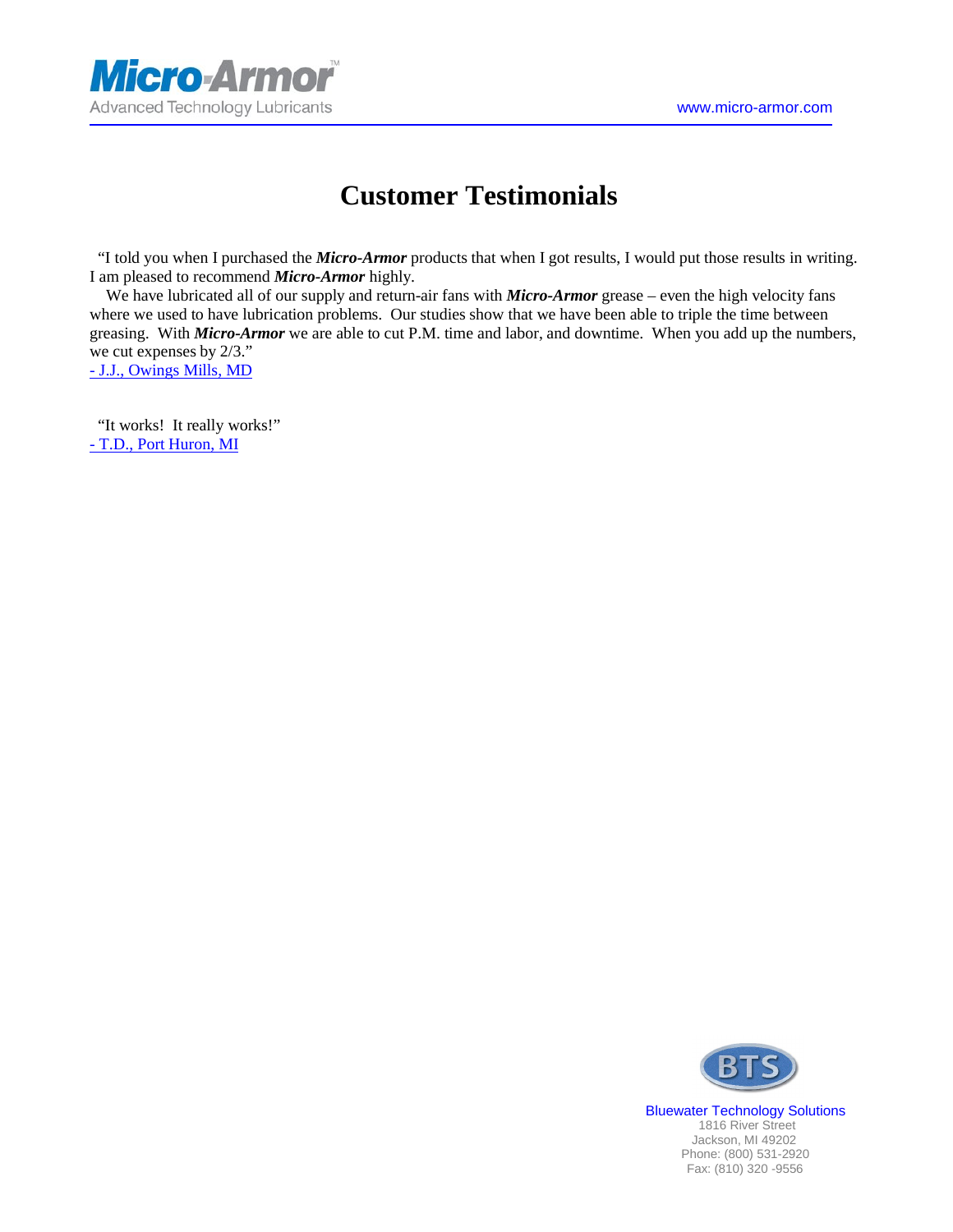Micro-Armor™
Advanced Technology Lubricants

www.micro-armor.com

# Customer Testimonials

"I told you when I purchased the ***Micro-Armor*** products that when I got results, I would put those results in writing. I am pleased to recommend ***Micro-Armor*** highly.

We have lubricated all of our supply and return-air fans with ***Micro-Armor*** grease – even the high velocity fans where we used to have lubrication problems. Our studies show that we have been able to triple the time between greasing. With ***Micro-Armor*** we are able to cut P.M. time and labor, and downtime. When you add up the numbers, we cut expenses by 2/3."
- J.J., Owings Mills, MD

"It works! It really works!"
- T.D., Port Huron, MI

BTS

Bluewater Technology Solutions
1816 River Street
Jackson, MI 49202
Phone: (800) 531-2920
Fax: (810) 320 -9556